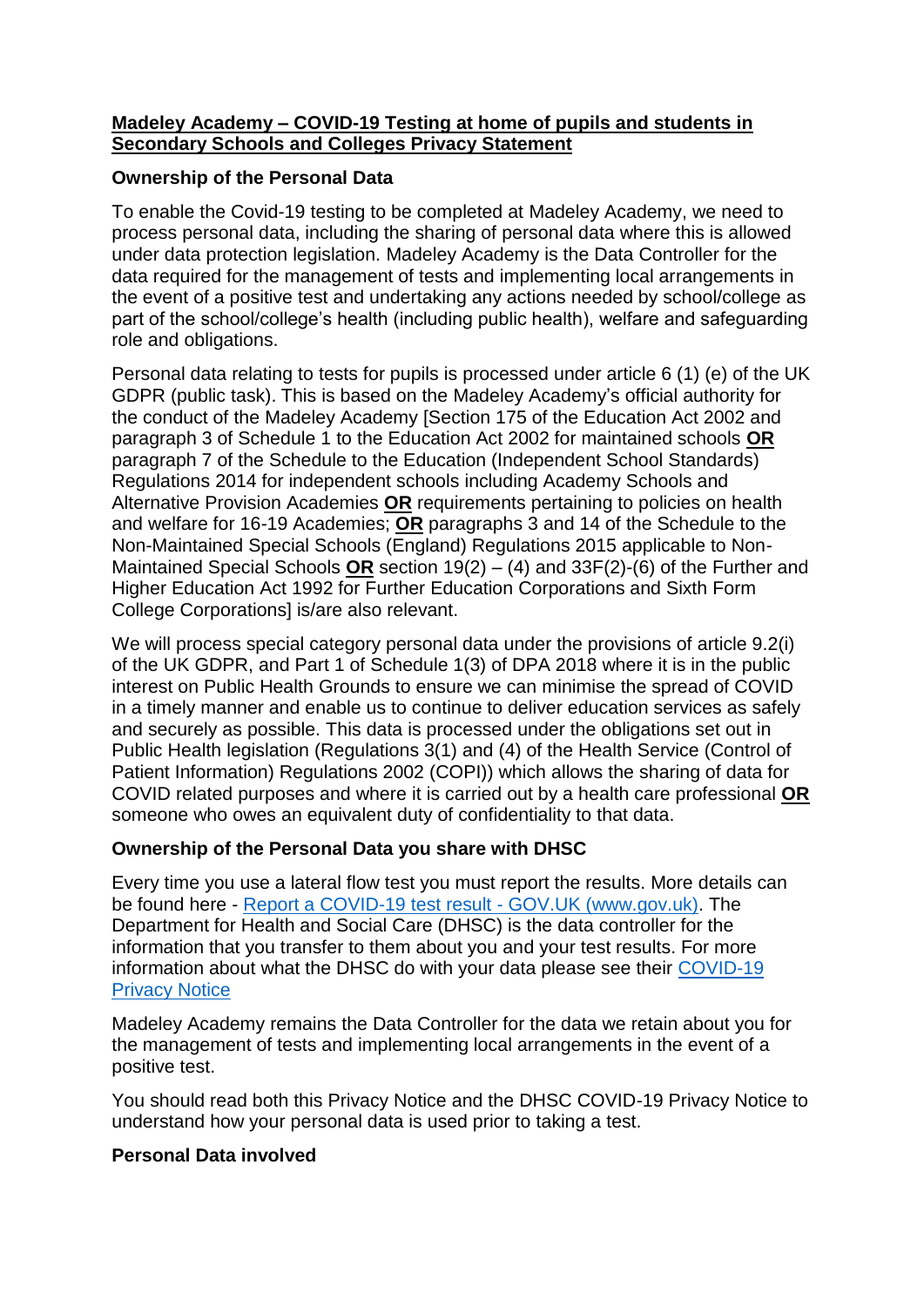**Madeley Academy – COVID-19 Testing at home of pupils and students in Secondary Schools and Colleges Privacy Statement**

**Ownership of the Personal Data**

To enable the Covid-19 testing to be completed at Madeley Academy, we need to process personal data, including the sharing of personal data where this is allowed under data protection legislation. Madeley Academy is the Data Controller for the data required for the management of tests and implementing local arrangements in the event of a positive test and undertaking any actions needed by school/college as part of the school/college's health (including public health), welfare and safeguarding role and obligations.

Personal data relating to tests for pupils is processed under article 6 (1) (e) of the UK GDPR (public task). This is based on the Madeley Academy's official authority for the conduct of the Madeley Academy [Section 175 of the Education Act 2002 and paragraph 3 of Schedule 1 to the Education Act 2002 for maintained schools **OR** paragraph 7 of the Schedule to the Education (Independent School Standards) Regulations 2014 for independent schools including Academy Schools and Alternative Provision Academies **OR** requirements pertaining to policies on health and welfare for 16-19 Academies; **OR** paragraphs 3 and 14 of the Schedule to the Non-Maintained Special Schools (England) Regulations 2015 applicable to Non-Maintained Special Schools **OR** section 19(2) – (4) and 33F(2)-(6) of the Further and Higher Education Act 1992 for Further Education Corporations and Sixth Form College Corporations] is/are also relevant.

We will process special category personal data under the provisions of article 9.2(i) of the UK GDPR, and Part 1 of Schedule 1(3) of DPA 2018 where it is in the public interest on Public Health Grounds to ensure we can minimise the spread of COVID in a timely manner and enable us to continue to deliver education services as safely and securely as possible. This data is processed under the obligations set out in Public Health legislation (Regulations 3(1) and (4) of the Health Service (Control of Patient Information) Regulations 2002 (COPI)) which allows the sharing of data for COVID related purposes and where it is carried out by a health care professional **OR** someone who owes an equivalent duty of confidentiality to that data.

**Ownership of the Personal Data you share with DHSC**

Every time you use a lateral flow test you must report the results. More details can be found here - [Report a COVID-19 test result - GOV.UK (www.gov.uk)](). The Department for Health and Social Care (DHSC) is the data controller for the information that you transfer to them about you and your test results. For more information about what the DHSC do with your data please see their [COVID-19 Privacy Notice]()

Madeley Academy remains the Data Controller for the data we retain about you for the management of tests and implementing local arrangements in the event of a positive test.

You should read both this Privacy Notice and the DHSC COVID-19 Privacy Notice to understand how your personal data is used prior to taking a test.

**Personal Data involved**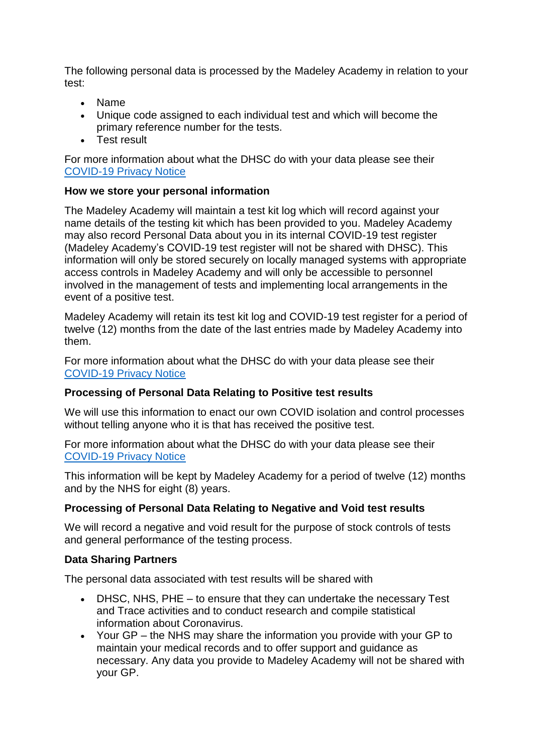The following personal data is processed by the Madeley Academy in relation to your test:

- Name
- Unique code assigned to each individual test and which will become the primary reference number for the tests.
- Test result

For more information about what the DHSC do with your data please see their [COVID-19 Privacy Notice]

**How we store your personal information**

The Madeley Academy will maintain a test kit log which will record against your name details of the testing kit which has been provided to you. Madeley Academy may also record Personal Data about you in its internal COVID-19 test register (Madeley Academy's COVID-19 test register will not be shared with DHSC). This information will only be stored securely on locally managed systems with appropriate access controls in Madeley Academy and will only be accessible to personnel involved in the management of tests and implementing local arrangements in the event of a positive test.

Madeley Academy will retain its test kit log and COVID-19 test register for a period of twelve (12) months from the date of the last entries made by Madeley Academy into them.

For more information about what the DHSC do with your data please see their [COVID-19 Privacy Notice]

**Processing of Personal Data Relating to Positive test results**

We will use this information to enact our own COVID isolation and control processes without telling anyone who it is that has received the positive test.

For more information about what the DHSC do with your data please see their [COVID-19 Privacy Notice]

This information will be kept by Madeley Academy for a period of twelve (12) months and by the NHS for eight (8) years.

**Processing of Personal Data Relating to Negative and Void test results**

We will record a negative and void result for the purpose of stock controls of tests and general performance of the testing process.

**Data Sharing Partners**

The personal data associated with test results will be shared with

- DHSC, NHS, PHE – to ensure that they can undertake the necessary Test and Trace activities and to conduct research and compile statistical information about Coronavirus.
- Your GP – the NHS may share the information you provide with your GP to maintain your medical records and to offer support and guidance as necessary. Any data you provide to Madeley Academy will not be shared with your GP.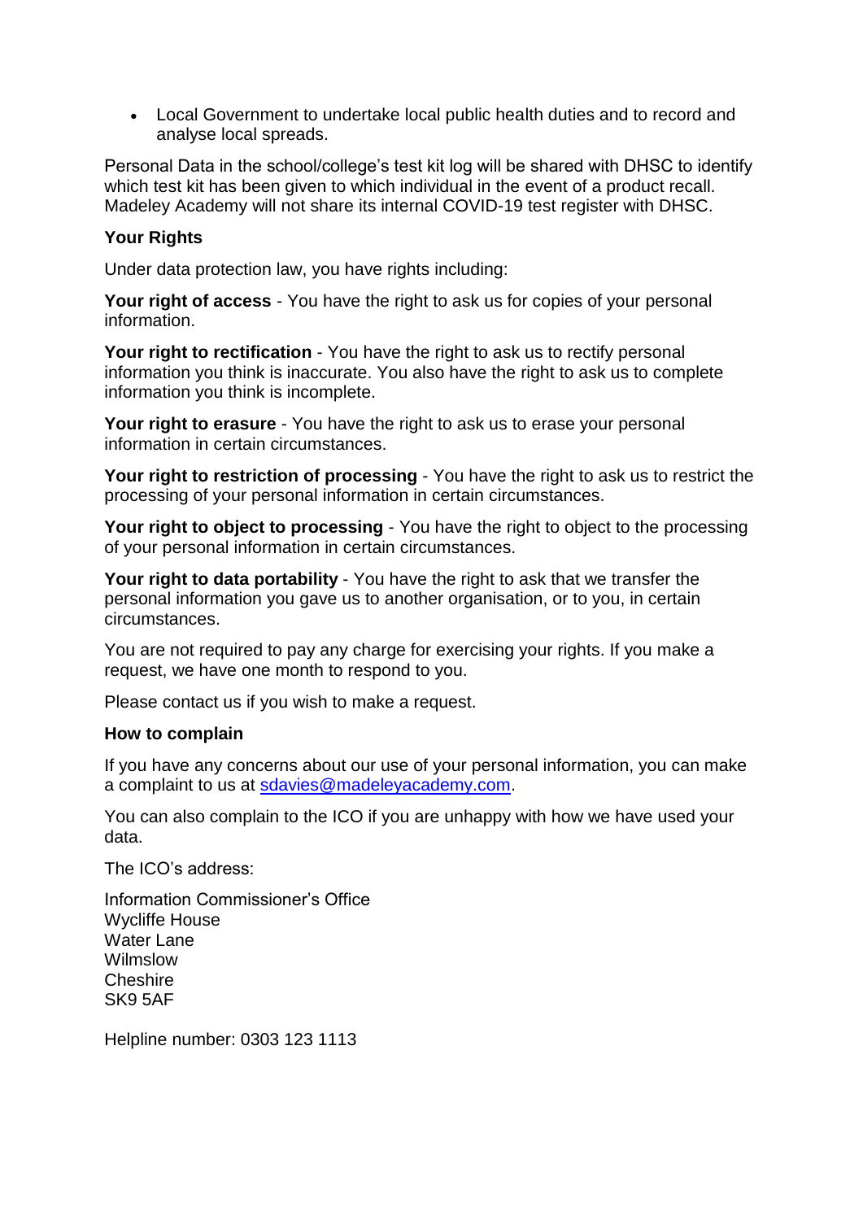- Local Government to undertake local public health duties and to record and analyse local spreads.

Personal Data in the school/college's test kit log will be shared with DHSC to identify which test kit has been given to which individual in the event of a product recall. Madeley Academy will not share its internal COVID-19 test register with DHSC.

**Your Rights**

Under data protection law, you have rights including:

**Your right of access** - You have the right to ask us for copies of your personal information.

**Your right to rectification** - You have the right to ask us to rectify personal information you think is inaccurate. You also have the right to ask us to complete information you think is incomplete.

**Your right to erasure** - You have the right to ask us to erase your personal information in certain circumstances.

**Your right to restriction of processing** - You have the right to ask us to restrict the processing of your personal information in certain circumstances.

**Your right to object to processing** - You have the right to object to the processing of your personal information in certain circumstances.

**Your right to data portability** - You have the right to ask that we transfer the personal information you gave us to another organisation, or to you, in certain circumstances.

You are not required to pay any charge for exercising your rights. If you make a request, we have one month to respond to you.

Please contact us if you wish to make a request.

**How to complain**

If you have any concerns about our use of your personal information, you can make a complaint to us at sdavies@madeleyacademy.com.

You can also complain to the ICO if you are unhappy with how we have used your data.

The ICO's address:

Information Commissioner's Office
Wycliffe House
Water Lane
Wilmslow
Cheshire
SK9 5AF

Helpline number: 0303 123 1113